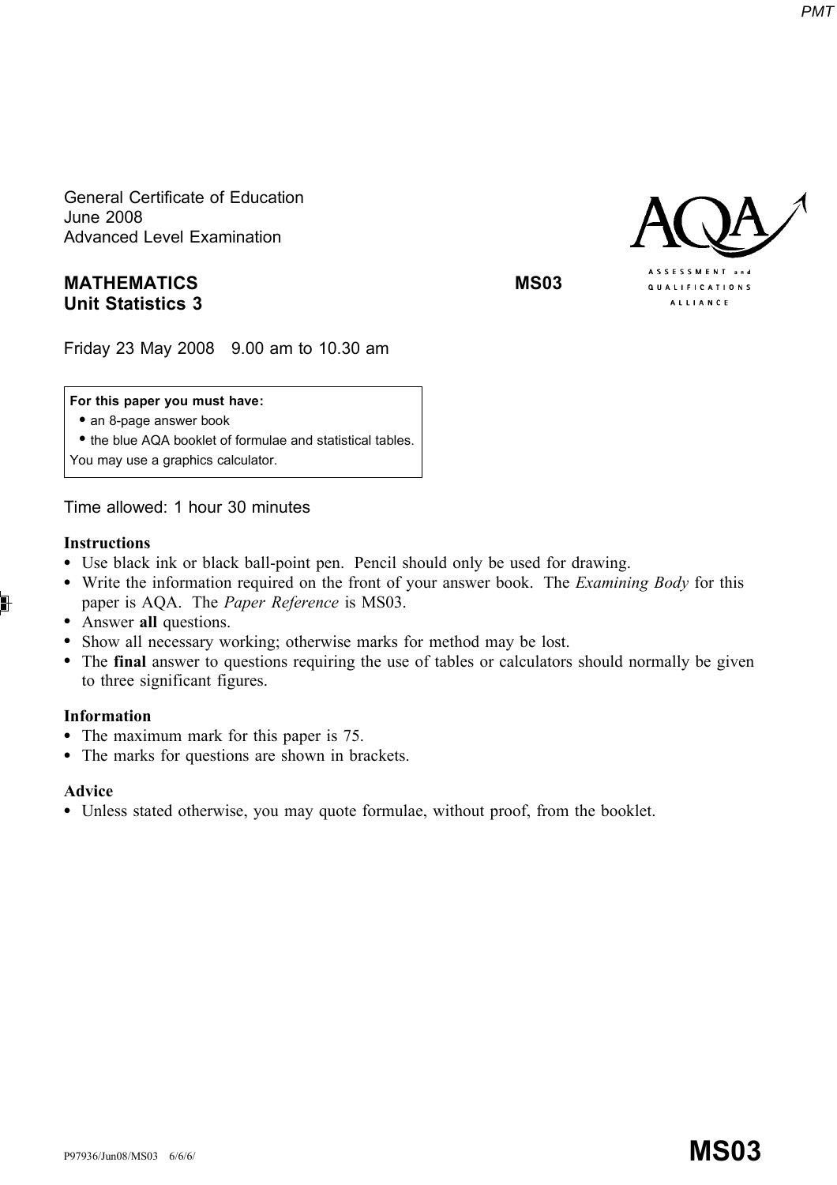General Certificate of Education
June 2008
Advanced Level Examination

**MATHEMATICS** **MS03**
**Unit Statistics 3**

Friday 23 May 2008 9.00 am to 10.30 am

**For this paper you must have:**
- an 8-page answer book
- the blue AQA booklet of formulae and statistical tables.

You may use a graphics calculator.

Time allowed: 1 hour 30 minutes

**Instructions**
- Use black ink or black ball-point pen. Pencil should only be used for drawing.
- Write the information required on the front of your answer book. The *Examining Body* for this paper is AQA. The *Paper Reference* is MS03.
- Answer **all** questions.
- Show all necessary working; otherwise marks for method may be lost.
- The **final** answer to questions requiring the use of tables or calculators should normally be given to three significant figures.

**Information**
- The maximum mark for this paper is 75.
- The marks for questions are shown in brackets.

**Advice**
- Unless stated otherwise, you may quote formulae, without proof, from the booklet.

P97936/Jun08/MS03 6/6/6/ **MS03**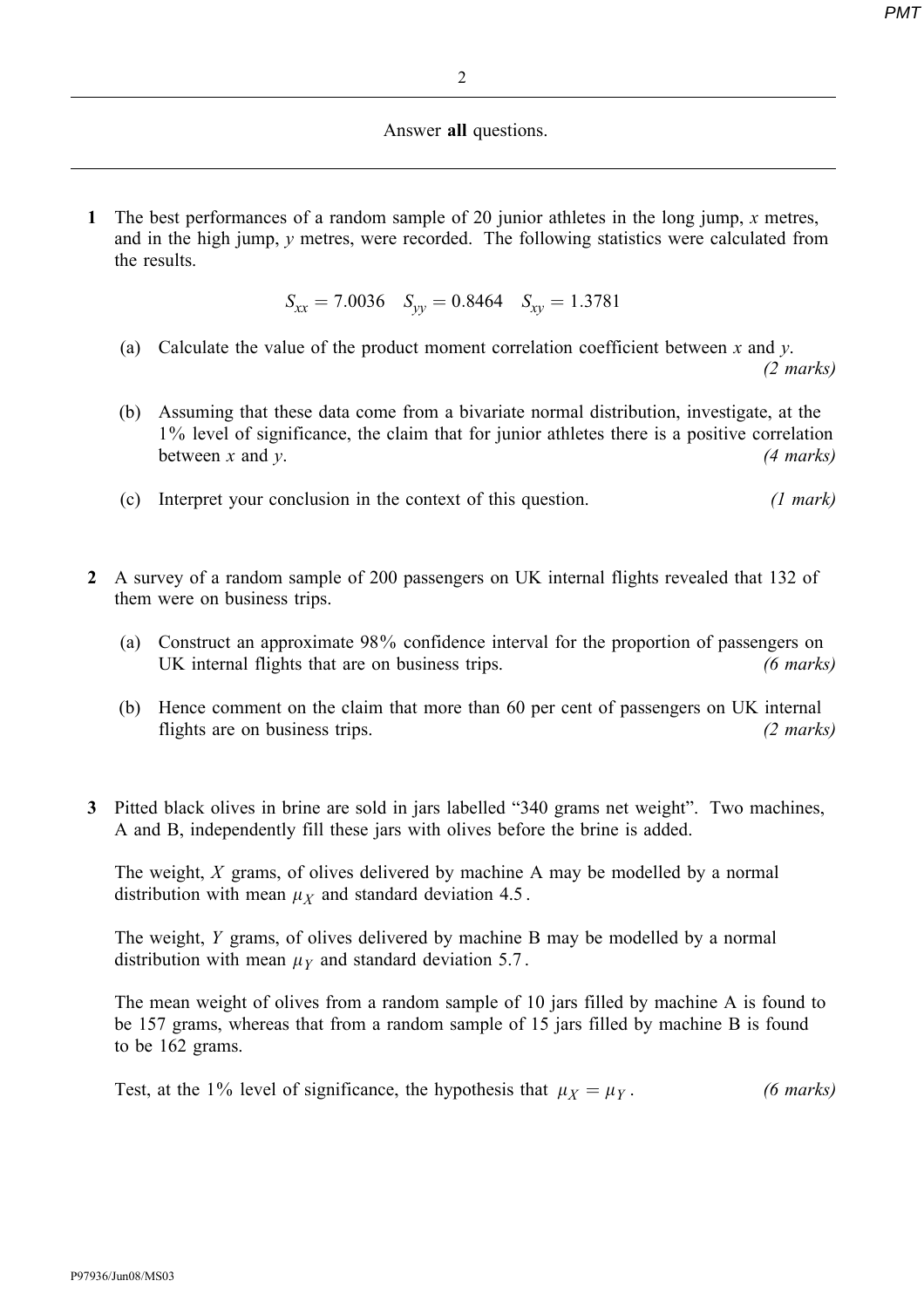Answer **all** questions.

---

**1** The best performances of a random sample of 20 junior athletes in the long jump, $x$ metres, and in the high jump, $y$ metres, were recorded. The following statistics were calculated from the results.

$$S_{xx} = 7.0036 \quad S_{yy} = 0.8464 \quad S_{xy} = 1.3781$$

(a) Calculate the value of the product moment correlation coefficient between $x$ and $y$. *(2 marks)*

(b) Assuming that these data come from a bivariate normal distribution, investigate, at the 1% level of significance, the claim that for junior athletes there is a positive correlation between $x$ and $y$. *(4 marks)*

(c) Interpret your conclusion in the context of this question. *(1 mark)*

**2** A survey of a random sample of 200 passengers on UK internal flights revealed that 132 of them were on business trips.

(a) Construct an approximate 98% confidence interval for the proportion of passengers on UK internal flights that are on business trips. *(6 marks)*

(b) Hence comment on the claim that more than 60 per cent of passengers on UK internal flights are on business trips. *(2 marks)*

**3** Pitted black olives in brine are sold in jars labelled "340 grams net weight". Two machines, A and B, independently fill these jars with olives before the brine is added.

The weight, $X$ grams, of olives delivered by machine A may be modelled by a normal distribution with mean $\mu_X$ and standard deviation 4.5.

The weight, $Y$ grams, of olives delivered by machine B may be modelled by a normal distribution with mean $\mu_Y$ and standard deviation 5.7.

The mean weight of olives from a random sample of 10 jars filled by machine A is found to be 157 grams, whereas that from a random sample of 15 jars filled by machine B is found to be 162 grams.

Test, at the 1% level of significance, the hypothesis that $\mu_X = \mu_Y$. *(6 marks)*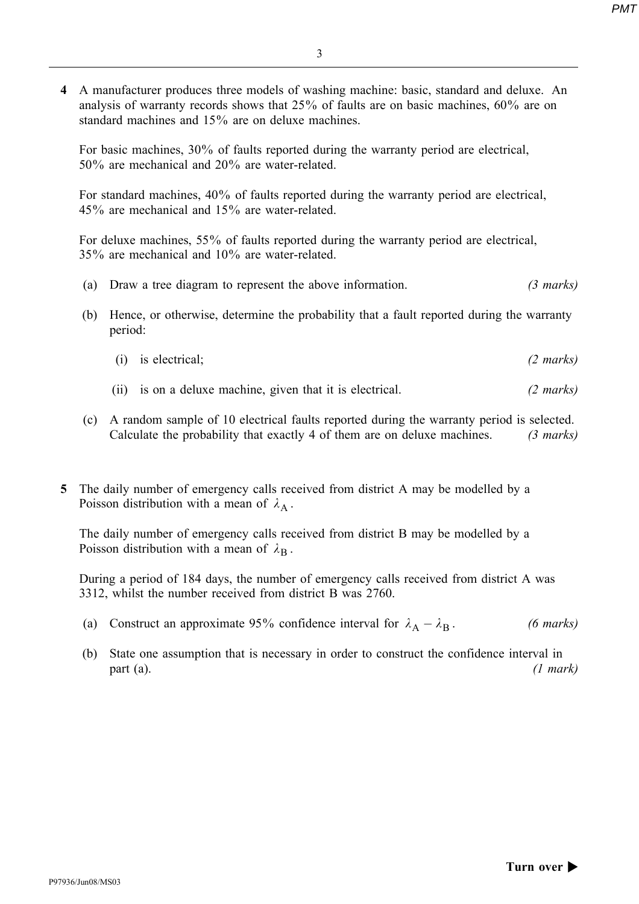**4** A manufacturer produces three models of washing machine: basic, standard and deluxe. An analysis of warranty records shows that 25% of faults are on basic machines, 60% are on standard machines and 15% are on deluxe machines.

For basic machines, 30% of faults reported during the warranty period are electrical, 50% are mechanical and 20% are water-related.

For standard machines, 40% of faults reported during the warranty period are electrical, 45% are mechanical and 15% are water-related.

For deluxe machines, 55% of faults reported during the warranty period are electrical, 35% are mechanical and 10% are water-related.

(a) Draw a tree diagram to represent the above information. *(3 marks)*

(b) Hence, or otherwise, determine the probability that a fault reported during the warranty period:

(i) is electrical; *(2 marks)*

(ii) is on a deluxe machine, given that it is electrical. *(2 marks)*

(c) A random sample of 10 electrical faults reported during the warranty period is selected. Calculate the probability that exactly 4 of them are on deluxe machines. *(3 marks)*

**5** The daily number of emergency calls received from district A may be modelled by a Poisson distribution with a mean of $\lambda_A$.

The daily number of emergency calls received from district B may be modelled by a Poisson distribution with a mean of $\lambda_B$.

During a period of 184 days, the number of emergency calls received from district A was 3312, whilst the number received from district B was 2760.

(a) Construct an approximate 95% confidence interval for $\lambda_A - \lambda_B$. *(6 marks)*

(b) State one assumption that is necessary in order to construct the confidence interval in part (a). *(1 mark)*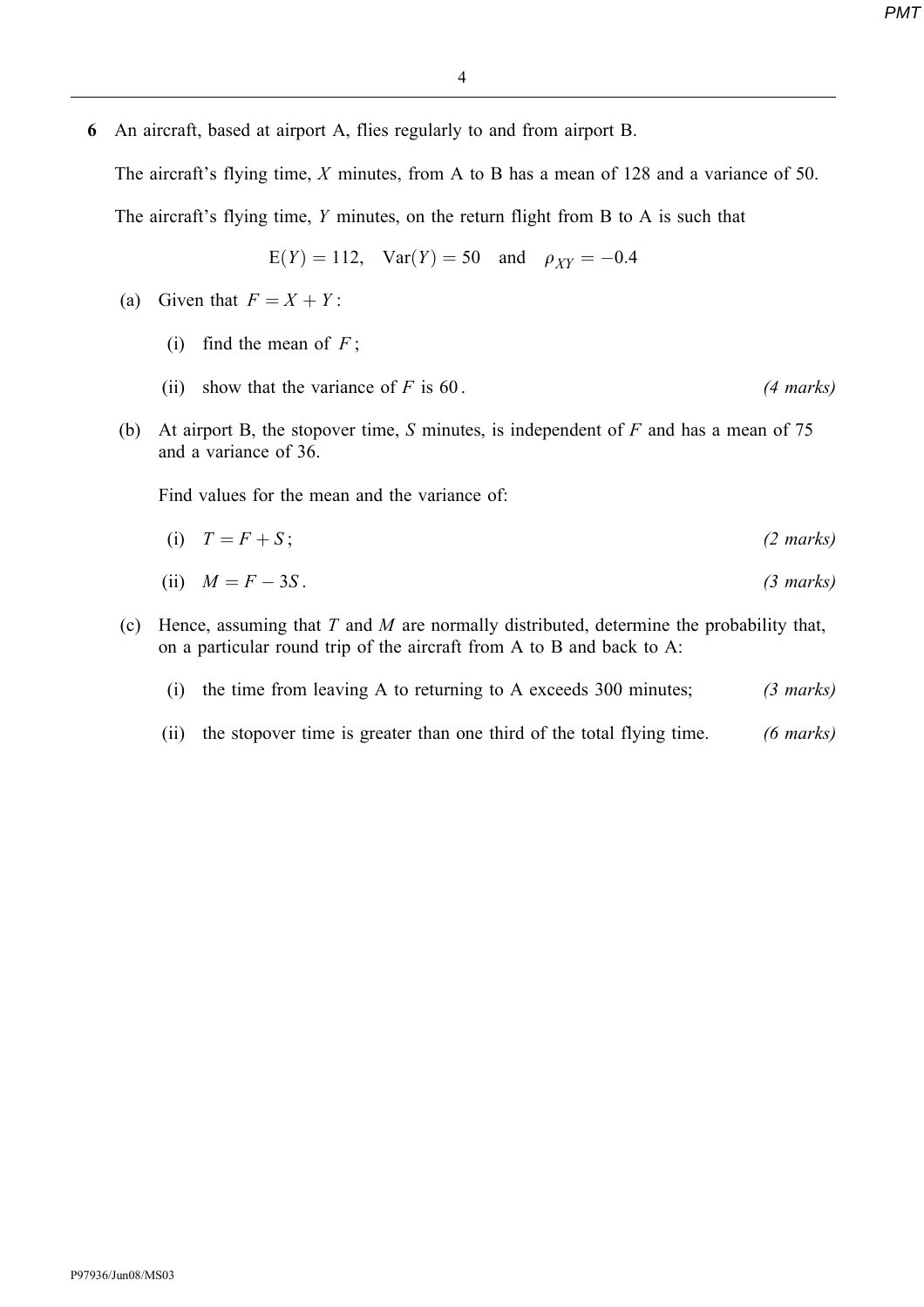**6** An aircraft, based at airport A, flies regularly to and from airport B.

The aircraft's flying time, $X$ minutes, from A to B has a mean of 128 and a variance of 50.

The aircraft's flying time, $Y$ minutes, on the return flight from B to A is such that

$$\mathrm{E}(Y) = 112, \quad \mathrm{Var}(Y) = 50 \quad \text{and} \quad \rho_{XY} = -0.4$$

(a) Given that $F = X + Y$:

(i) find the mean of $F$;

(ii) show that the variance of $F$ is 60. *(4 marks)*

(b) At airport B, the stopover time, $S$ minutes, is independent of $F$ and has a mean of 75 and a variance of 36.

Find values for the mean and the variance of:

(i) $T = F + S$; *(2 marks)*

(ii) $M = F - 3S$. *(3 marks)*

(c) Hence, assuming that $T$ and $M$ are normally distributed, determine the probability that, on a particular round trip of the aircraft from A to B and back to A:

(i) the time from leaving A to returning to A exceeds 300 minutes; *(3 marks)*

(ii) the stopover time is greater than one third of the total flying time. *(6 marks)*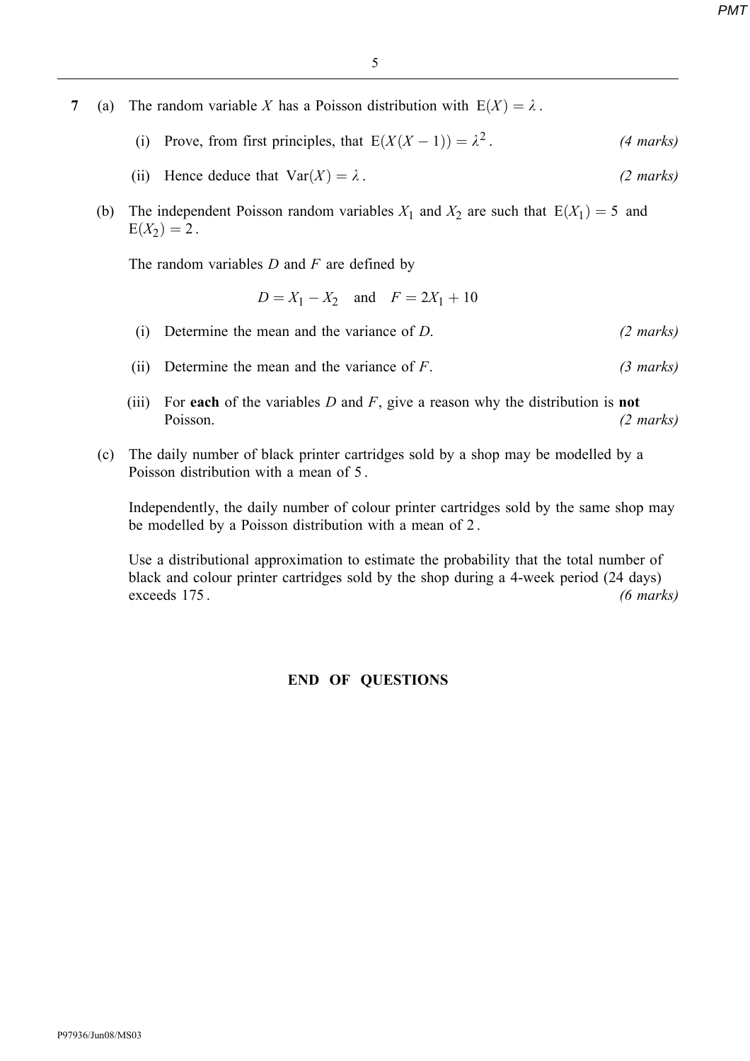**7** (a) The random variable $X$ has a Poisson distribution with $\mathrm{E}(X) = \lambda$.

(i) Prove, from first principles, that $\mathrm{E}(X(X-1)) = \lambda^2$. *(4 marks)*

(ii) Hence deduce that $\mathrm{Var}(X) = \lambda$. *(2 marks)*

(b) The independent Poisson random variables $X_1$ and $X_2$ are such that $\mathrm{E}(X_1) = 5$ and $\mathrm{E}(X_2) = 2$.

The random variables $D$ and $F$ are defined by

$$D = X_1 - X_2 \quad \text{and} \quad F = 2X_1 + 10$$

(i) Determine the mean and the variance of $D$. *(2 marks)*

(ii) Determine the mean and the variance of $F$. *(3 marks)*

(iii) For **each** of the variables $D$ and $F$, give a reason why the distribution is **not** Poisson. *(2 marks)*

(c) The daily number of black printer cartridges sold by a shop may be modelled by a Poisson distribution with a mean of 5.

Independently, the daily number of colour printer cartridges sold by the same shop may be modelled by a Poisson distribution with a mean of 2.

Use a distributional approximation to estimate the probability that the total number of black and colour printer cartridges sold by the shop during a 4-week period (24 days) exceeds 175. *(6 marks)*

**END OF QUESTIONS**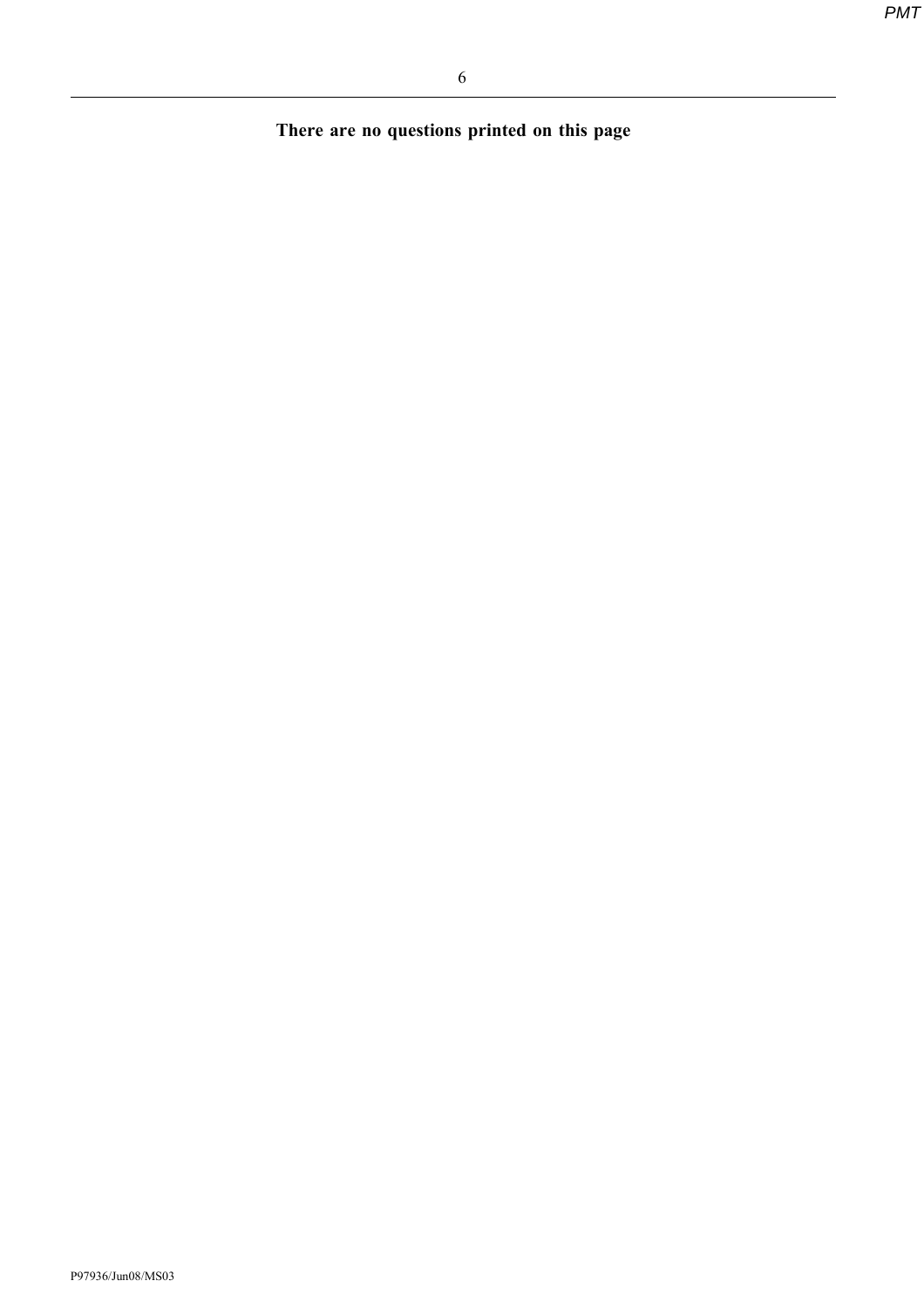**There are no questions printed on this page**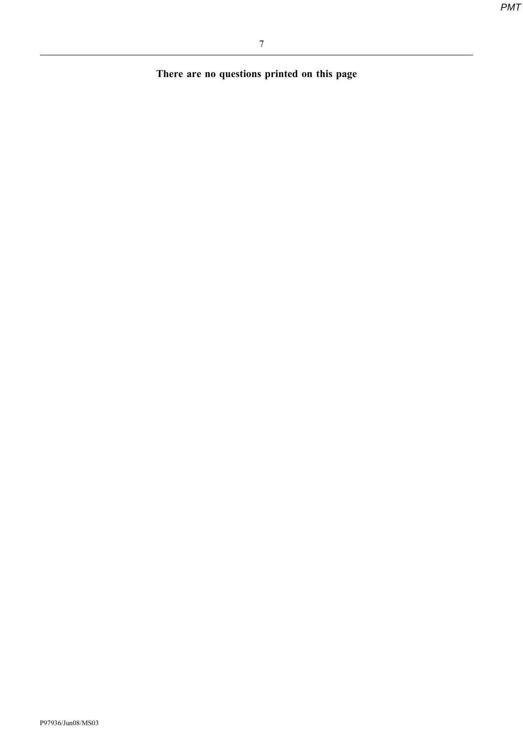**There are no questions printed on this page**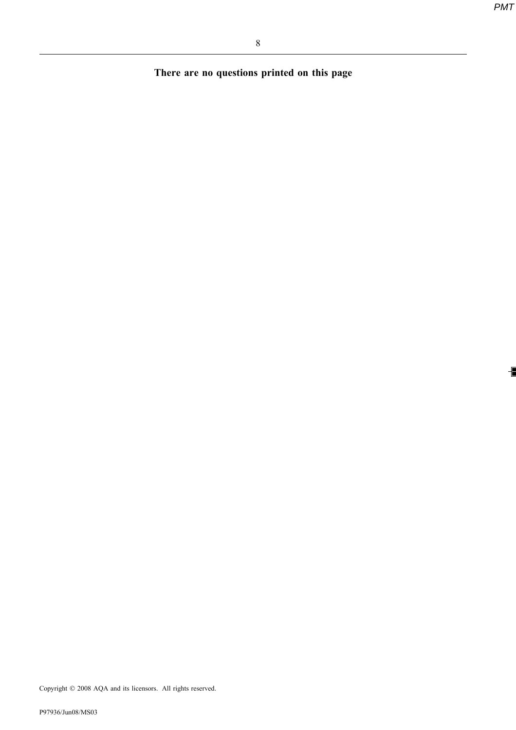**There are no questions printed on this page**

Copyright © 2008 AQA and its licensors. All rights reserved.

P97936/Jun08/MS03